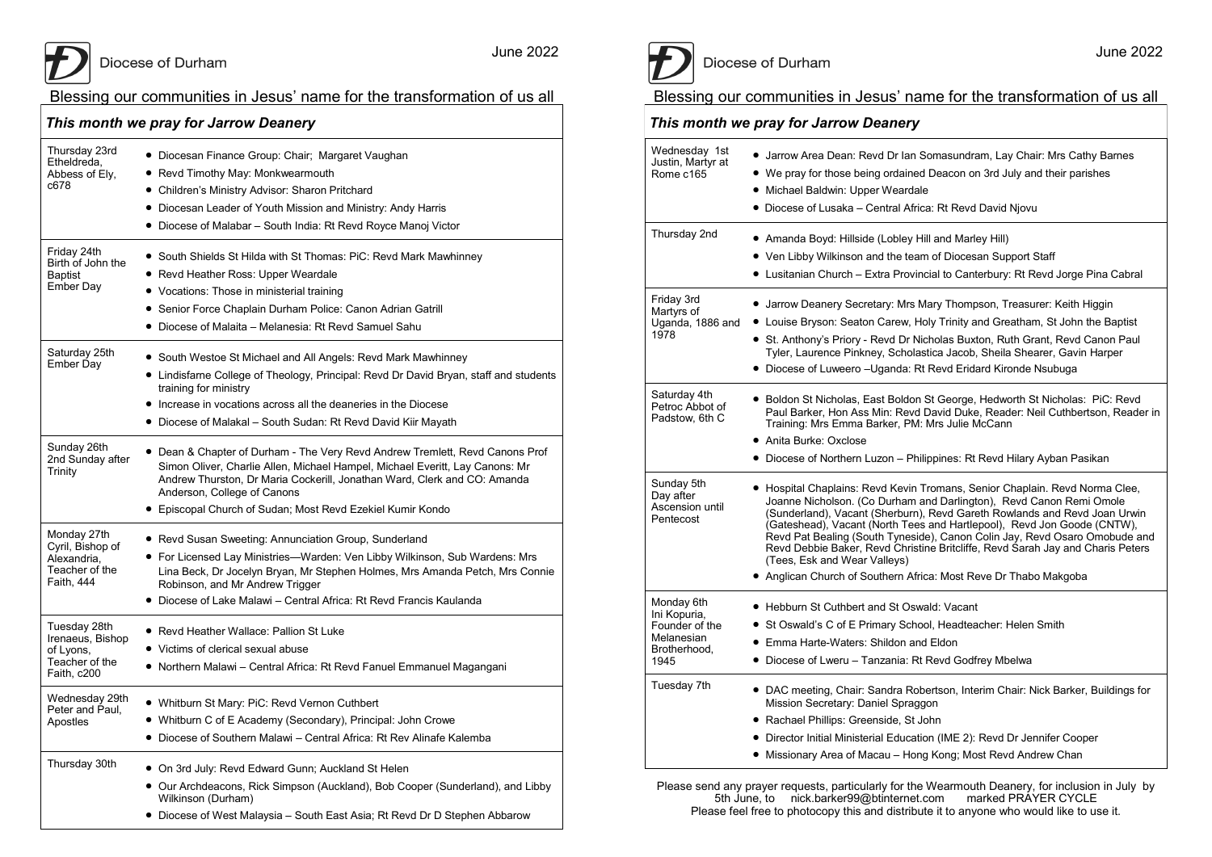Diocese of Durham

June 2022

## Blessing our communities in Jesus' name for the transformation of us all

### *This month we pray for Jarrow Deanery*

| | |
|---|---|
| Thursday 23rd Etheldreda, Abbess of Ely, c678 | • Diocesan Finance Group: Chair; Margaret Vaughan<br>• Revd Timothy May: Monkwearmouth<br>• Children's Ministry Advisor: Sharon Pritchard<br>• Diocesan Leader of Youth Mission and Ministry: Andy Harris<br>• Diocese of Malabar – South India: Rt Revd Royce Manoj Victor |
| Friday 24th Birth of John the Baptist Ember Day | • South Shields St Hilda with St Thomas: PiC: Revd Mark Mawhinney<br>• Revd Heather Ross: Upper Weardale<br>• Vocations: Those in ministerial training<br>• Senior Force Chaplain Durham Police: Canon Adrian Gatrill<br>• Diocese of Malaita – Melanesia: Rt Revd Samuel Sahu |
| Saturday 25th Ember Day | • South Westoe St Michael and All Angels: Revd Mark Mawhinney<br>• Lindisfarne College of Theology, Principal: Revd Dr David Bryan, staff and students training for ministry<br>• Increase in vocations across all the deaneries in the Diocese<br>• Diocese of Malakal – South Sudan: Rt Revd David Kiir Mayath |
| Sunday 26th 2nd Sunday after Trinity | • Dean & Chapter of Durham - The Very Revd Andrew Tremlett, Revd Canons Prof Simon Oliver, Charlie Allen, Michael Hampel, Michael Everitt, Lay Canons: Mr Andrew Thurston, Dr Maria Cockerill, Jonathan Ward, Clerk and CO: Amanda Anderson, College of Canons<br>• Episcopal Church of Sudan; Most Revd Ezekiel Kumir Kondo |
| Monday 27th Cyril, Bishop of Alexandria, Teacher of the Faith, 444 | • Revd Susan Sweeting: Annunciation Group, Sunderland<br>• For Licensed Lay Ministries—Warden: Ven Libby Wilkinson, Sub Wardens: Mrs Lina Beck, Dr Jocelyn Bryan, Mr Stephen Holmes, Mrs Amanda Petch, Mrs Connie Robinson, and Mr Andrew Trigger<br>• Diocese of Lake Malawi – Central Africa: Rt Revd Francis Kaulanda |
| Tuesday 28th Irenaeus, Bishop of Lyons, Teacher of the Faith, c200 | • Revd Heather Wallace: Pallion St Luke<br>• Victims of clerical sexual abuse<br>• Northern Malawi – Central Africa: Rt Revd Fanuel Emmanuel Magangani |
| Wednesday 29th Peter and Paul, Apostles | • Whitburn St Mary: PiC: Revd Vernon Cuthbert<br>• Whitburn C of E Academy (Secondary), Principal: John Crowe<br>• Diocese of Southern Malawi – Central Africa: Rt Rev Alinafe Kalemba |
| Thursday 30th | • On 3rd July: Revd Edward Gunn; Auckland St Helen<br>• Our Archdeacons, Rick Simpson (Auckland), Bob Cooper (Sunderland), and Libby Wilkinson (Durham)<br>• Diocese of West Malaysia – South East Asia; Rt Revd Dr D Stephen Abbarow |

Diocese of Durham

June 2022

## Blessing our communities in Jesus' name for the transformation of us all

### *This month we pray for Jarrow Deanery*

| | |
|---|---|
| Wednesday 1st Justin, Martyr at Rome c165 | • Jarrow Area Dean: Revd Dr Ian Somasundram, Lay Chair: Mrs Cathy Barnes<br>• We pray for those being ordained Deacon on 3rd July and their parishes<br>• Michael Baldwin: Upper Weardale<br>• Diocese of Lusaka – Central Africa: Rt Revd David Njovu |
| Thursday 2nd | • Amanda Boyd: Hillside (Lobley Hill and Marley Hill)<br>• Ven Libby Wilkinson and the team of Diocesan Support Staff<br>• Lusitanian Church – Extra Provincial to Canterbury: Rt Revd Jorge Pina Cabral |
| Friday 3rd Martyrs of Uganda, 1886 and 1978 | • Jarrow Deanery Secretary: Mrs Mary Thompson, Treasurer: Keith Higgin<br>• Louise Bryson: Seaton Carew, Holy Trinity and Greatham, St John the Baptist<br>• St. Anthony's Priory - Revd Dr Nicholas Buxton, Ruth Grant, Revd Canon Paul Tyler, Laurence Pinkney, Scholastica Jacob, Sheila Shearer, Gavin Harper<br>• Diocese of Luweero –Uganda: Rt Revd Eridard Kironde Nsubuga |
| Saturday 4th Petroc Abbot of Padstow, 6th C | • Boldon St Nicholas, East Boldon St George, Hedworth St Nicholas: PiC: Revd Paul Barker, Hon Ass Min: Revd David Duke, Reader: Neil Cuthbertson, Reader in Training: Mrs Emma Barker, PM: Mrs Julie McCann<br>• Anita Burke: Oxclose<br>• Diocese of Northern Luzon – Philippines: Rt Revd Hilary Ayban Pasikan |
| Sunday 5th Day after Ascension until Pentecost | • Hospital Chaplains: Revd Kevin Tromans, Senior Chaplain. Revd Norma Clee, Joanne Nicholson. (Co Durham and Darlington), Revd Canon Remi Omole (Sunderland), Vacant (Sherburn), Revd Gareth Rowlands and Revd Joan Urwin (Gateshead), Vacant (North Tees and Hartlepool), Revd Jon Goode (CNTW), Revd Pat Bealing (South Tyneside), Canon Colin Jay, Revd Osaro Omobude and Revd Debbie Baker, Revd Christine Britcliffe, Revd Sarah Jay and Charis Peters (Tees, Esk and Wear Valleys)<br>• Anglican Church of Southern Africa: Most Reve Dr Thabo Makgoba |
| Monday 6th Ini Kopuria, Founder of the Melanesian Brotherhood, 1945 | • Hebburn St Cuthbert and St Oswald: Vacant<br>• St Oswald's C of E Primary School, Headteacher: Helen Smith<br>• Emma Harte-Waters: Shildon and Eldon<br>• Diocese of Lweru – Tanzania: Rt Revd Godfrey Mbelwa |
| Tuesday 7th | • DAC meeting, Chair: Sandra Robertson, Interim Chair: Nick Barker, Buildings for Mission Secretary: Daniel Spraggon<br>• Rachael Phillips: Greenside, St John<br>• Director Initial Ministerial Education (IME 2): Revd Dr Jennifer Cooper<br>• Missionary Area of Macau – Hong Kong; Most Revd Andrew Chan |

Please send any prayer requests, particularly for the Wearmouth Deanery, for inclusion in July by 5th June, to nick.barker99@btinternet.com marked PRAYER CYCLE

Please feel free to photocopy this and distribute it to anyone who would like to use it.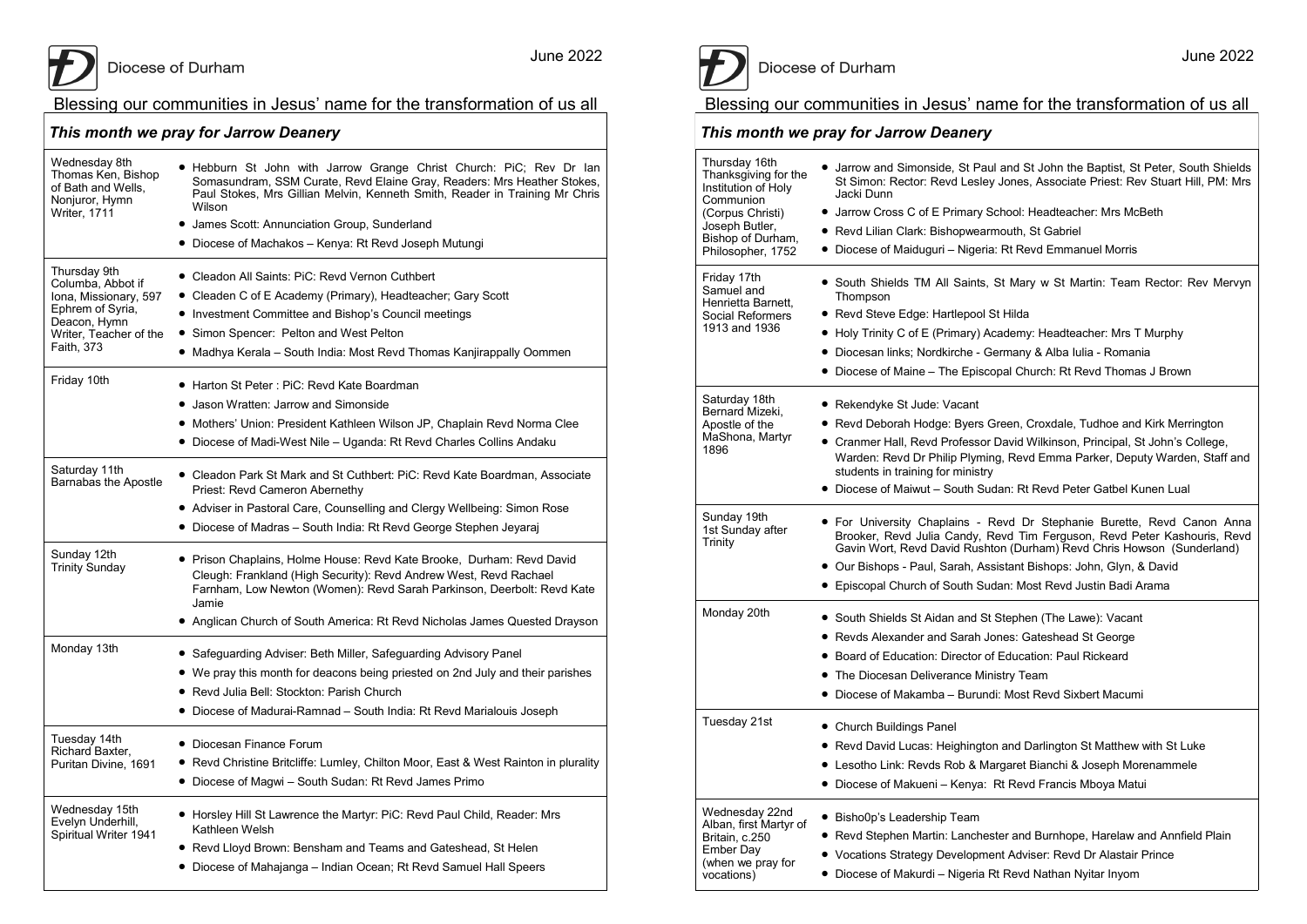Diocese of Durham

June 2022

## Blessing our communities in Jesus' name for the transformation of us all

### *This month we pray for Jarrow Deanery*

| | |
|---|---|
| Wednesday 8th Thomas Ken, Bishop of Bath and Wells, Nonjuror, Hymn Writer, 1711 | • Hebburn St John with Jarrow Grange Christ Church: PiC; Rev Dr Ian Somasundram, SSM Curate, Revd Elaine Gray, Readers: Mrs Heather Stokes, Paul Stokes, Mrs Gillian Melvin, Kenneth Smith, Reader in Training Mr Chris Wilson<br>• James Scott: Annunciation Group, Sunderland<br>• Diocese of Machakos – Kenya: Rt Revd Joseph Mutungi |
| Thursday 9th Columba, Abbot if Iona, Missionary, 597 Ephrem of Syria, Deacon, Hymn Writer, Teacher of the Faith, 373 | • Cleadon All Saints: PiC: Revd Vernon Cuthbert<br>• Cleaden C of E Academy (Primary), Headteacher; Gary Scott<br>• Investment Committee and Bishop's Council meetings<br>• Simon Spencer: Pelton and West Pelton<br>• Madhya Kerala – South India: Most Revd Thomas Kanjirappally Oommen |
| Friday 10th | • Harton St Peter : PiC: Revd Kate Boardman<br>• Jason Wratten: Jarrow and Simonside<br>• Mothers' Union: President Kathleen Wilson JP, Chaplain Revd Norma Clee<br>• Diocese of Madi-West Nile – Uganda: Rt Revd Charles Collins Andaku |
| Saturday 11th Barnabas the Apostle | • Cleadon Park St Mark and St Cuthbert: PiC: Revd Kate Boardman, Associate Priest: Revd Cameron Abernethy<br>• Adviser in Pastoral Care, Counselling and Clergy Wellbeing: Simon Rose<br>• Diocese of Madras – South India: Rt Revd George Stephen Jeyaraj |
| Sunday 12th Trinity Sunday | • Prison Chaplains, Holme House: Revd Kate Brooke, Durham: Revd David Cleugh: Frankland (High Security): Revd Andrew West, Revd Rachael Farnham, Low Newton (Women): Revd Sarah Parkinson, Deerbolt: Revd Kate Jamie<br>• Anglican Church of South America: Rt Revd Nicholas James Quested Drayson |
| Monday 13th | • Safeguarding Adviser: Beth Miller, Safeguarding Advisory Panel<br>• We pray this month for deacons being priested on 2nd July and their parishes<br>• Revd Julia Bell: Stockton: Parish Church<br>• Diocese of Madurai-Ramnad – South India: Rt Revd Marialouis Joseph |
| Tuesday 14th Richard Baxter, Puritan Divine, 1691 | • Diocesan Finance Forum<br>• Revd Christine Britcliffe: Lumley, Chilton Moor, East & West Rainton in plurality<br>• Diocese of Magwi – South Sudan: Rt Revd James Primo |
| Wednesday 15th Evelyn Underhill, Spiritual Writer 1941 | • Horsley Hill St Lawrence the Martyr: PiC: Revd Paul Child, Reader: Mrs Kathleen Welsh<br>• Revd Lloyd Brown: Bensham and Teams and Gateshead, St Helen<br>• Diocese of Mahajanga – Indian Ocean; Rt Revd Samuel Hall Speers |

Diocese of Durham

June 2022

## Blessing our communities in Jesus' name for the transformation of us all

### *This month we pray for Jarrow Deanery*

| | |
|---|---|
| Thursday 16th Thanksgiving for the Institution of Holy Communion (Corpus Christi) Joseph Butler, Bishop of Durham, Philosopher, 1752 | • Jarrow and Simonside, St Paul and St John the Baptist, St Peter, South Shields St Simon: Rector: Revd Lesley Jones, Associate Priest: Rev Stuart Hill, PM: Mrs Jacki Dunn<br>• Jarrow Cross C of E Primary School: Headteacher: Mrs McBeth<br>• Revd Lilian Clark: Bishopwearmouth, St Gabriel<br>• Diocese of Maiduguri – Nigeria: Rt Revd Emmanuel Morris |
| Friday 17th Samuel and Henrietta Barnett, Social Reformers 1913 and 1936 | • South Shields TM All Saints, St Mary w St Martin: Team Rector: Rev Mervyn Thompson<br>• Revd Steve Edge: Hartlepool St Hilda<br>• Holy Trinity C of E (Primary) Academy: Headteacher: Mrs T Murphy<br>• Diocesan links; Nordkirche - Germany & Alba Iulia - Romania<br>• Diocese of Maine – The Episcopal Church: Rt Revd Thomas J Brown |
| Saturday 18th Bernard Mizeki, Apostle of the MaShona, Martyr 1896 | • Rekendyke St Jude: Vacant<br>• Revd Deborah Hodge: Byers Green, Croxdale, Tudhoe and Kirk Merrington<br>• Cranmer Hall, Revd Professor David Wilkinson, Principal, St John's College, Warden: Revd Dr Philip Plyming, Revd Emma Parker, Deputy Warden, Staff and students in training for ministry<br>• Diocese of Maiwut – South Sudan: Rt Revd Peter Gatbel Kunen Lual |
| Sunday 19th 1st Sunday after Trinity | • For University Chaplains - Revd Dr Stephanie Burette, Revd Canon Anna Brooker, Revd Julia Candy, Revd Tim Ferguson, Revd Peter Kashouris, Revd Gavin Wort, Revd David Rushton (Durham) Revd Chris Howson (Sunderland)<br>• Our Bishops - Paul, Sarah, Assistant Bishops: John, Glyn, & David<br>• Episcopal Church of South Sudan: Most Revd Justin Badi Arama |
| Monday 20th | • South Shields St Aidan and St Stephen (The Lawe): Vacant<br>• Revds Alexander and Sarah Jones: Gateshead St George<br>• Board of Education: Director of Education: Paul Rickeard<br>• The Diocesan Deliverance Ministry Team<br>• Diocese of Makamba – Burundi: Most Revd Sixbert Macumi |
| Tuesday 21st | • Church Buildings Panel<br>• Revd David Lucas: Heighington and Darlington St Matthew with St Luke<br>• Lesotho Link: Revds Rob & Margaret Bianchi & Joseph Morenammele<br>• Diocese of Makueni – Kenya: Rt Revd Francis Mboya Matui |
| Wednesday 22nd Alban, first Martyr of Britain, c.250 Ember Day (when we pray for vocations) | • Bisho0p's Leadership Team<br>• Revd Stephen Martin: Lanchester and Burnhope, Harelaw and Annfield Plain<br>• Vocations Strategy Development Adviser: Revd Dr Alastair Prince<br>• Diocese of Makurdi – Nigeria Rt Revd Nathan Nyitar Inyom |